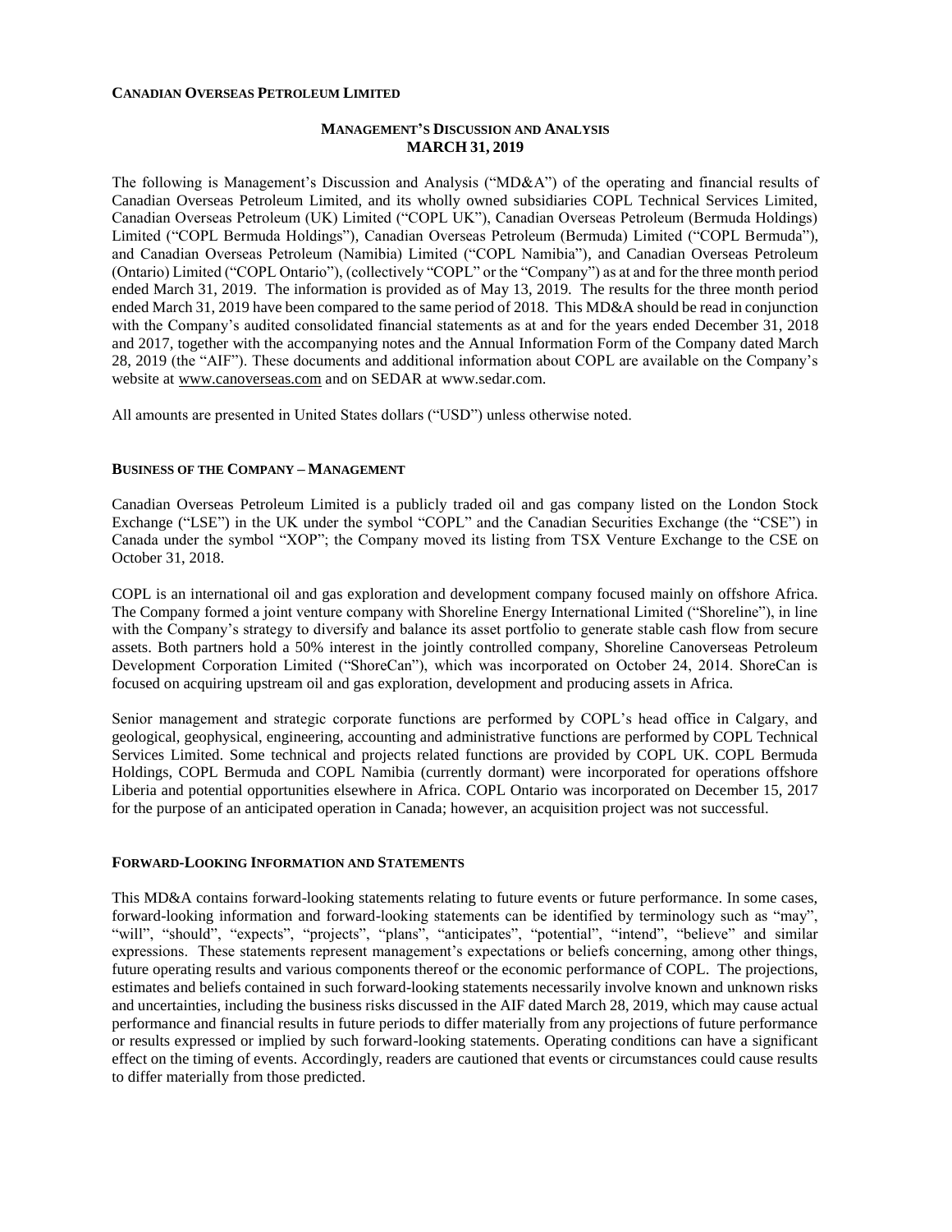**CANADIAN OVERSEAS PETROLEUM LIMITED**

# MANAGEMENT'S DISCUSSION AND ANALYSIS
## MARCH 31, 2019

The following is Management's Discussion and Analysis ("MD&A") of the operating and financial results of Canadian Overseas Petroleum Limited, and its wholly owned subsidiaries COPL Technical Services Limited, Canadian Overseas Petroleum (UK) Limited ("COPL UK"), Canadian Overseas Petroleum (Bermuda Holdings) Limited ("COPL Bermuda Holdings"), Canadian Overseas Petroleum (Bermuda) Limited ("COPL Bermuda"), and Canadian Overseas Petroleum (Namibia) Limited ("COPL Namibia"), and Canadian Overseas Petroleum (Ontario) Limited ("COPL Ontario"), (collectively "COPL" or the "Company") as at and for the three month period ended March 31, 2019. The information is provided as of May 13, 2019. The results for the three month period ended March 31, 2019 have been compared to the same period of 2018. This MD&A should be read in conjunction with the Company's audited consolidated financial statements as at and for the years ended December 31, 2018 and 2017, together with the accompanying notes and the Annual Information Form of the Company dated March 28, 2019 (the "AIF"). These documents and additional information about COPL are available on the Company's website at www.canoverseas.com and on SEDAR at www.sedar.com.

All amounts are presented in United States dollars ("USD") unless otherwise noted.

### BUSINESS OF THE COMPANY – MANAGEMENT

Canadian Overseas Petroleum Limited is a publicly traded oil and gas company listed on the London Stock Exchange ("LSE") in the UK under the symbol "COPL" and the Canadian Securities Exchange (the "CSE") in Canada under the symbol "XOP"; the Company moved its listing from TSX Venture Exchange to the CSE on October 31, 2018.

COPL is an international oil and gas exploration and development company focused mainly on offshore Africa. The Company formed a joint venture company with Shoreline Energy International Limited ("Shoreline"), in line with the Company's strategy to diversify and balance its asset portfolio to generate stable cash flow from secure assets. Both partners hold a 50% interest in the jointly controlled company, Shoreline Canoverseas Petroleum Development Corporation Limited ("ShoreCan"), which was incorporated on October 24, 2014. ShoreCan is focused on acquiring upstream oil and gas exploration, development and producing assets in Africa.

Senior management and strategic corporate functions are performed by COPL's head office in Calgary, and geological, geophysical, engineering, accounting and administrative functions are performed by COPL Technical Services Limited. Some technical and projects related functions are provided by COPL UK. COPL Bermuda Holdings, COPL Bermuda and COPL Namibia (currently dormant) were incorporated for operations offshore Liberia and potential opportunities elsewhere in Africa. COPL Ontario was incorporated on December 15, 2017 for the purpose of an anticipated operation in Canada; however, an acquisition project was not successful.

### FORWARD-LOOKING INFORMATION AND STATEMENTS

This MD&A contains forward-looking statements relating to future events or future performance. In some cases, forward-looking information and forward-looking statements can be identified by terminology such as "may", "will", "should", "expects", "projects", "plans", "anticipates", "potential", "intend", "believe" and similar expressions. These statements represent management's expectations or beliefs concerning, among other things, future operating results and various components thereof or the economic performance of COPL. The projections, estimates and beliefs contained in such forward-looking statements necessarily involve known and unknown risks and uncertainties, including the business risks discussed in the AIF dated March 28, 2019, which may cause actual performance and financial results in future periods to differ materially from any projections of future performance or results expressed or implied by such forward-looking statements. Operating conditions can have a significant effect on the timing of events. Accordingly, readers are cautioned that events or circumstances could cause results to differ materially from those predicted.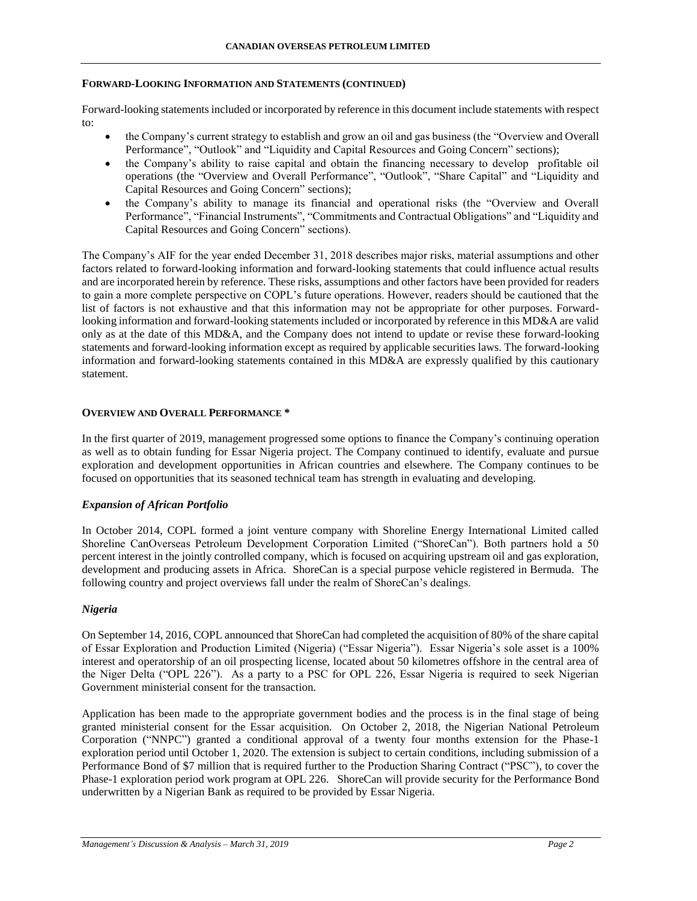## FORWARD-LOOKING INFORMATION AND STATEMENTS (CONTINUED)

Forward-looking statements included or incorporated by reference in this document include statements with respect to:

- the Company's current strategy to establish and grow an oil and gas business (the "Overview and Overall Performance", "Outlook" and "Liquidity and Capital Resources and Going Concern" sections);
- the Company's ability to raise capital and obtain the financing necessary to develop profitable oil operations (the "Overview and Overall Performance", "Outlook", "Share Capital" and "Liquidity and Capital Resources and Going Concern" sections);
- the Company's ability to manage its financial and operational risks (the "Overview and Overall Performance", "Financial Instruments", "Commitments and Contractual Obligations" and "Liquidity and Capital Resources and Going Concern" sections).

The Company's AIF for the year ended December 31, 2018 describes major risks, material assumptions and other factors related to forward-looking information and forward-looking statements that could influence actual results and are incorporated herein by reference. These risks, assumptions and other factors have been provided for readers to gain a more complete perspective on COPL's future operations. However, readers should be cautioned that the list of factors is not exhaustive and that this information may not be appropriate for other purposes. Forward-looking information and forward-looking statements included or incorporated by reference in this MD&A are valid only as at the date of this MD&A, and the Company does not intend to update or revise these forward-looking statements and forward-looking information except as required by applicable securities laws. The forward-looking information and forward-looking statements contained in this MD&A are expressly qualified by this cautionary statement.

## OVERVIEW AND OVERALL PERFORMANCE *

In the first quarter of 2019, management progressed some options to finance the Company's continuing operation as well as to obtain funding for Essar Nigeria project. The Company continued to identify, evaluate and pursue exploration and development opportunities in African countries and elsewhere. The Company continues to be focused on opportunities that its seasoned technical team has strength in evaluating and developing.

### *Expansion of African Portfolio*

In October 2014, COPL formed a joint venture company with Shoreline Energy International Limited called Shoreline CanOverseas Petroleum Development Corporation Limited ("ShoreCan"). Both partners hold a 50 percent interest in the jointly controlled company, which is focused on acquiring upstream oil and gas exploration, development and producing assets in Africa. ShoreCan is a special purpose vehicle registered in Bermuda. The following country and project overviews fall under the realm of ShoreCan's dealings.

### *Nigeria*

On September 14, 2016, COPL announced that ShoreCan had completed the acquisition of 80% of the share capital of Essar Exploration and Production Limited (Nigeria) ("Essar Nigeria"). Essar Nigeria's sole asset is a 100% interest and operatorship of an oil prospecting license, located about 50 kilometres offshore in the central area of the Niger Delta ("OPL 226"). As a party to a PSC for OPL 226, Essar Nigeria is required to seek Nigerian Government ministerial consent for the transaction.

Application has been made to the appropriate government bodies and the process is in the final stage of being granted ministerial consent for the Essar acquisition. On October 2, 2018, the Nigerian National Petroleum Corporation ("NNPC") granted a conditional approval of a twenty four months extension for the Phase-1 exploration period until October 1, 2020. The extension is subject to certain conditions, including submission of a Performance Bond of $7 million that is required further to the Production Sharing Contract ("PSC"), to cover the Phase-1 exploration period work program at OPL 226. ShoreCan will provide security for the Performance Bond underwritten by a Nigerian Bank as required to be provided by Essar Nigeria.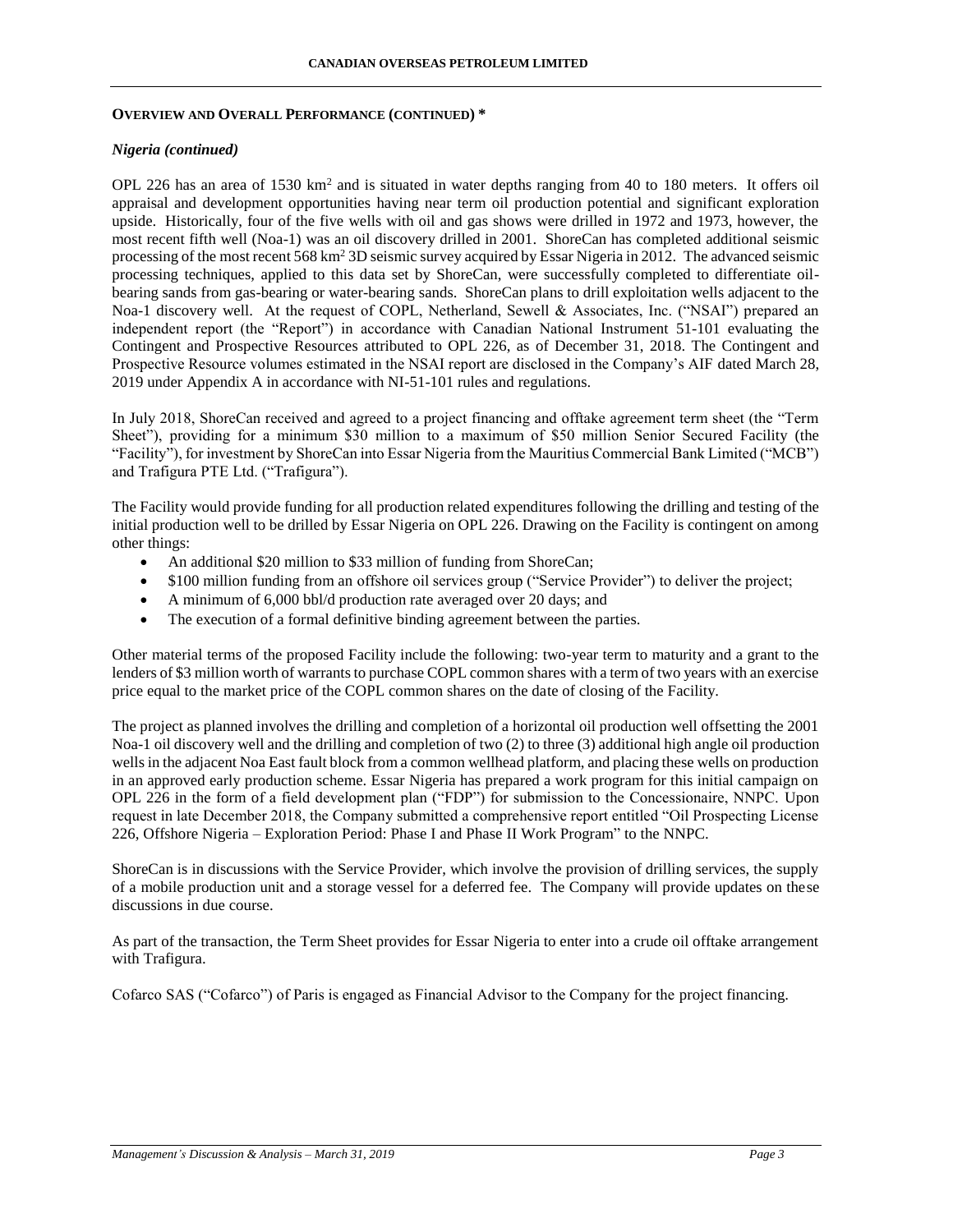**OVERVIEW AND OVERALL PERFORMANCE (CONTINUED) ***

***Nigeria (continued)***

OPL 226 has an area of 1530 km$^2$ and is situated in water depths ranging from 40 to 180 meters. It offers oil appraisal and development opportunities having near term oil production potential and significant exploration upside. Historically, four of the five wells with oil and gas shows were drilled in 1972 and 1973, however, the most recent fifth well (Noa-1) was an oil discovery drilled in 2001. ShoreCan has completed additional seismic processing of the most recent 568 km$^2$ 3D seismic survey acquired by Essar Nigeria in 2012. The advanced seismic processing techniques, applied to this data set by ShoreCan, were successfully completed to differentiate oil-bearing sands from gas-bearing or water-bearing sands. ShoreCan plans to drill exploitation wells adjacent to the Noa-1 discovery well. At the request of COPL, Netherland, Sewell & Associates, Inc. ("NSAI") prepared an independent report (the "Report") in accordance with Canadian National Instrument 51-101 evaluating the Contingent and Prospective Resources attributed to OPL 226, as of December 31, 2018. The Contingent and Prospective Resource volumes estimated in the NSAI report are disclosed in the Company's AIF dated March 28, 2019 under Appendix A in accordance with NI-51-101 rules and regulations.

In July 2018, ShoreCan received and agreed to a project financing and offtake agreement term sheet (the "Term Sheet"), providing for a minimum $30 million to a maximum of $50 million Senior Secured Facility (the "Facility"), for investment by ShoreCan into Essar Nigeria from the Mauritius Commercial Bank Limited ("MCB") and Trafigura PTE Ltd. ("Trafigura").

The Facility would provide funding for all production related expenditures following the drilling and testing of the initial production well to be drilled by Essar Nigeria on OPL 226. Drawing on the Facility is contingent on among other things:

- An additional $20 million to $33 million of funding from ShoreCan;
- $100 million funding from an offshore oil services group ("Service Provider") to deliver the project;
- A minimum of 6,000 bbl/d production rate averaged over 20 days; and
- The execution of a formal definitive binding agreement between the parties.

Other material terms of the proposed Facility include the following: two-year term to maturity and a grant to the lenders of $3 million worth of warrants to purchase COPL common shares with a term of two years with an exercise price equal to the market price of the COPL common shares on the date of closing of the Facility.

The project as planned involves the drilling and completion of a horizontal oil production well offsetting the 2001 Noa-1 oil discovery well and the drilling and completion of two (2) to three (3) additional high angle oil production wells in the adjacent Noa East fault block from a common wellhead platform, and placing these wells on production in an approved early production scheme. Essar Nigeria has prepared a work program for this initial campaign on OPL 226 in the form of a field development plan ("FDP") for submission to the Concessionaire, NNPC. Upon request in late December 2018, the Company submitted a comprehensive report entitled "Oil Prospecting License 226, Offshore Nigeria – Exploration Period: Phase I and Phase II Work Program" to the NNPC.

ShoreCan is in discussions with the Service Provider, which involve the provision of drilling services, the supply of a mobile production unit and a storage vessel for a deferred fee. The Company will provide updates on these discussions in due course.

As part of the transaction, the Term Sheet provides for Essar Nigeria to enter into a crude oil offtake arrangement with Trafigura.

Cofarco SAS ("Cofarco") of Paris is engaged as Financial Advisor to the Company for the project financing.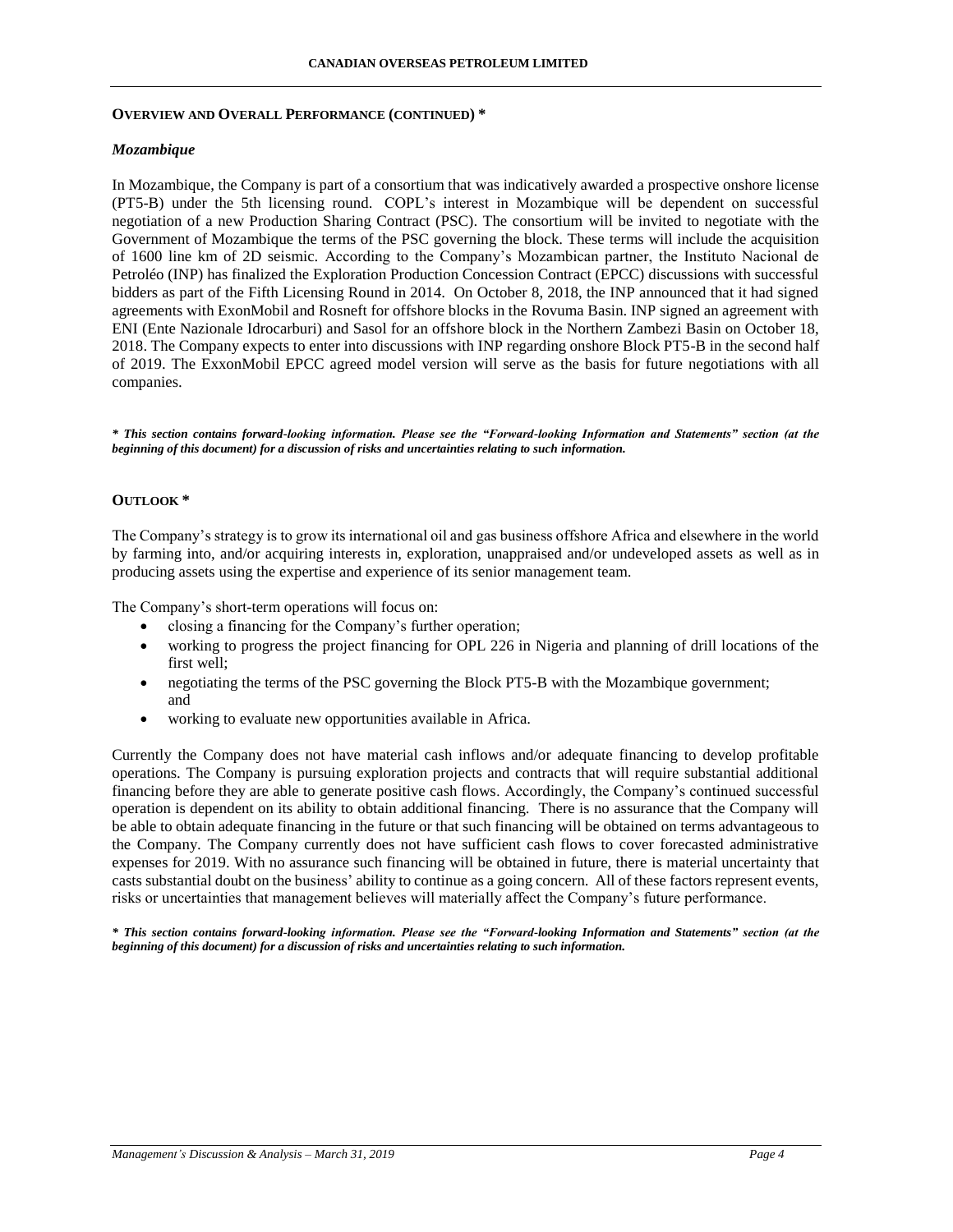## OVERVIEW AND OVERALL PERFORMANCE (CONTINUED) *

### *Mozambique*

In Mozambique, the Company is part of a consortium that was indicatively awarded a prospective onshore license (PT5-B) under the 5th licensing round. COPL's interest in Mozambique will be dependent on successful negotiation of a new Production Sharing Contract (PSC). The consortium will be invited to negotiate with the Government of Mozambique the terms of the PSC governing the block. These terms will include the acquisition of 1600 line km of 2D seismic. According to the Company's Mozambican partner, the Instituto Nacional de Petroléo (INP) has finalized the Exploration Production Concession Contract (EPCC) discussions with successful bidders as part of the Fifth Licensing Round in 2014. On October 8, 2018, the INP announced that it had signed agreements with ExonMobil and Rosneft for offshore blocks in the Rovuma Basin. INP signed an agreement with ENI (Ente Nazionale Idrocarburi) and Sasol for an offshore block in the Northern Zambezi Basin on October 18, 2018. The Company expects to enter into discussions with INP regarding onshore Block PT5-B in the second half of 2019. The ExxonMobil EPCC agreed model version will serve as the basis for future negotiations with all companies.

***\* This section contains forward-looking information. Please see the "Forward-looking Information and Statements" section (at the beginning of this document) for a discussion of risks and uncertainties relating to such information.***

## OUTLOOK *

The Company's strategy is to grow its international oil and gas business offshore Africa and elsewhere in the world by farming into, and/or acquiring interests in, exploration, unappraised and/or undeveloped assets as well as in producing assets using the expertise and experience of its senior management team.

The Company's short-term operations will focus on:

- closing a financing for the Company's further operation;
- working to progress the project financing for OPL 226 in Nigeria and planning of drill locations of the first well;
- negotiating the terms of the PSC governing the Block PT5-B with the Mozambique government; and
- working to evaluate new opportunities available in Africa.

Currently the Company does not have material cash inflows and/or adequate financing to develop profitable operations. The Company is pursuing exploration projects and contracts that will require substantial additional financing before they are able to generate positive cash flows. Accordingly, the Company's continued successful operation is dependent on its ability to obtain additional financing. There is no assurance that the Company will be able to obtain adequate financing in the future or that such financing will be obtained on terms advantageous to the Company. The Company currently does not have sufficient cash flows to cover forecasted administrative expenses for 2019. With no assurance such financing will be obtained in future, there is material uncertainty that casts substantial doubt on the business' ability to continue as a going concern. All of these factors represent events, risks or uncertainties that management believes will materially affect the Company's future performance.

***\* This section contains forward-looking information. Please see the "Forward-looking Information and Statements" section (at the beginning of this document) for a discussion of risks and uncertainties relating to such information.***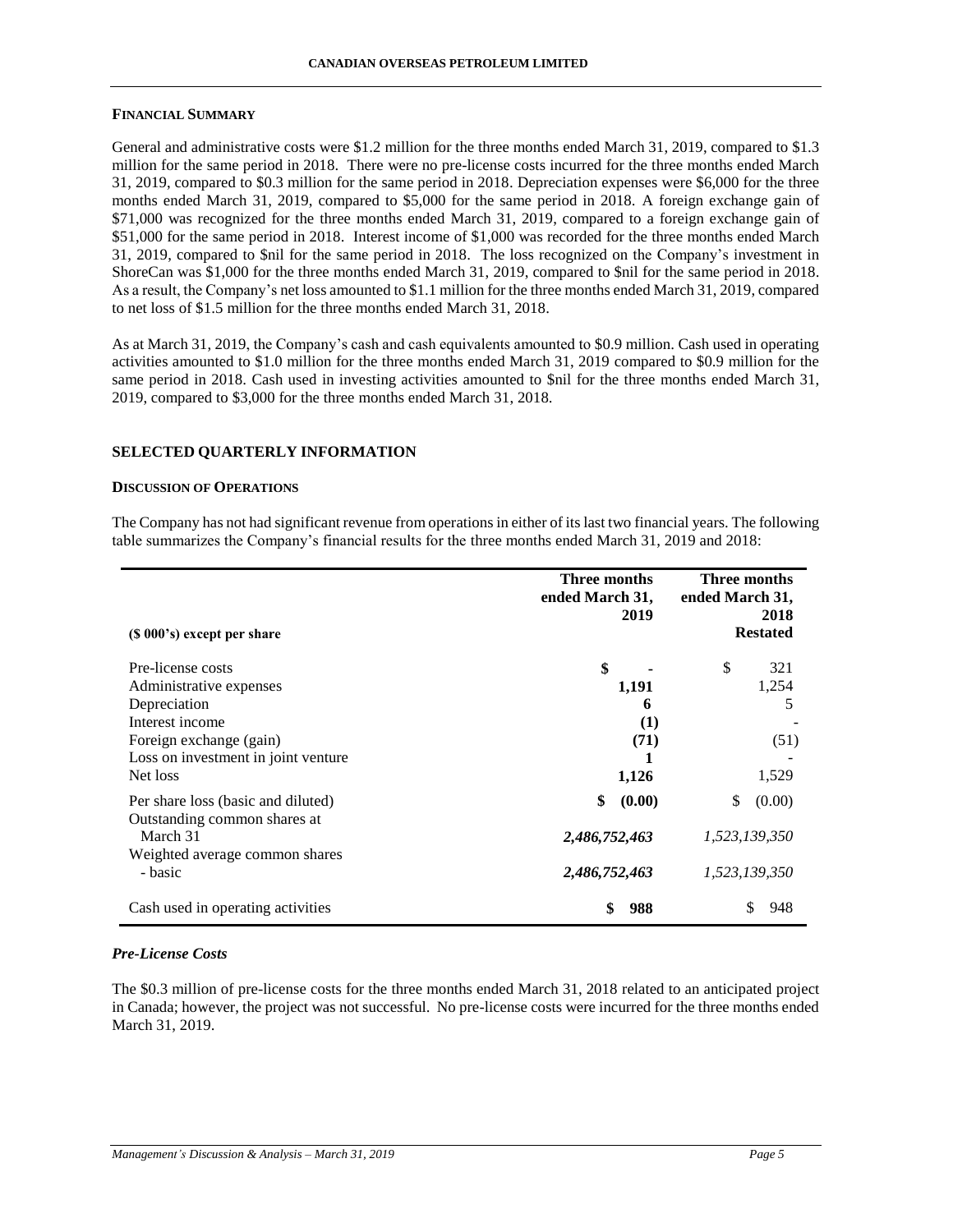### FINANCIAL SUMMARY

General and administrative costs were $1.2 million for the three months ended March 31, 2019, compared to $1.3 million for the same period in 2018. There were no pre-license costs incurred for the three months ended March 31, 2019, compared to $0.3 million for the same period in 2018. Depreciation expenses were $6,000 for the three months ended March 31, 2019, compared to $5,000 for the same period in 2018. A foreign exchange gain of $71,000 was recognized for the three months ended March 31, 2019, compared to a foreign exchange gain of $51,000 for the same period in 2018. Interest income of $1,000 was recorded for the three months ended March 31, 2019, compared to $nil for the same period in 2018. The loss recognized on the Company's investment in ShoreCan was $1,000 for the three months ended March 31, 2019, compared to $nil for the same period in 2018. As a result, the Company's net loss amounted to $1.1 million for the three months ended March 31, 2019, compared to net loss of $1.5 million for the three months ended March 31, 2018.

As at March 31, 2019, the Company's cash and cash equivalents amounted to $0.9 million. Cash used in operating activities amounted to $1.0 million for the three months ended March 31, 2019 compared to $0.9 million for the same period in 2018. Cash used in investing activities amounted to $nil for the three months ended March 31, 2019, compared to $3,000 for the three months ended March 31, 2018.

## SELECTED QUARTERLY INFORMATION

### DISCUSSION OF OPERATIONS

The Company has not had significant revenue from operations in either of its last two financial years. The following table summarizes the Company's financial results for the three months ended March 31, 2019 and 2018:

| ($ 000's) except per share | Three months ended March 31, 2019 | Three months ended March 31, 2018 Restated |
|---|---|---|
| Pre-license costs | **$ -** | $ 321 |
| Administrative expenses | **1,191** | 1,254 |
| Depreciation | **6** | 5 |
| Interest income | **(1)** | - |
| Foreign exchange (gain) | **(71)** | (51) |
| Loss on investment in joint venture | **1** | - |
| Net loss | **1,126** | 1,529 |
| Per share loss (basic and diluted) | **$ (0.00)** | $ (0.00) |
| Outstanding common shares at March 31 | ***2,486,752,463*** | *1,523,139,350* |
| Weighted average common shares - basic | ***2,486,752,463*** | *1,523,139,350* |
| Cash used in operating activities | **$ 988** | $ 948 |

#### *Pre-License Costs*

The $0.3 million of pre-license costs for the three months ended March 31, 2018 related to an anticipated project in Canada; however, the project was not successful. No pre-license costs were incurred for the three months ended March 31, 2019.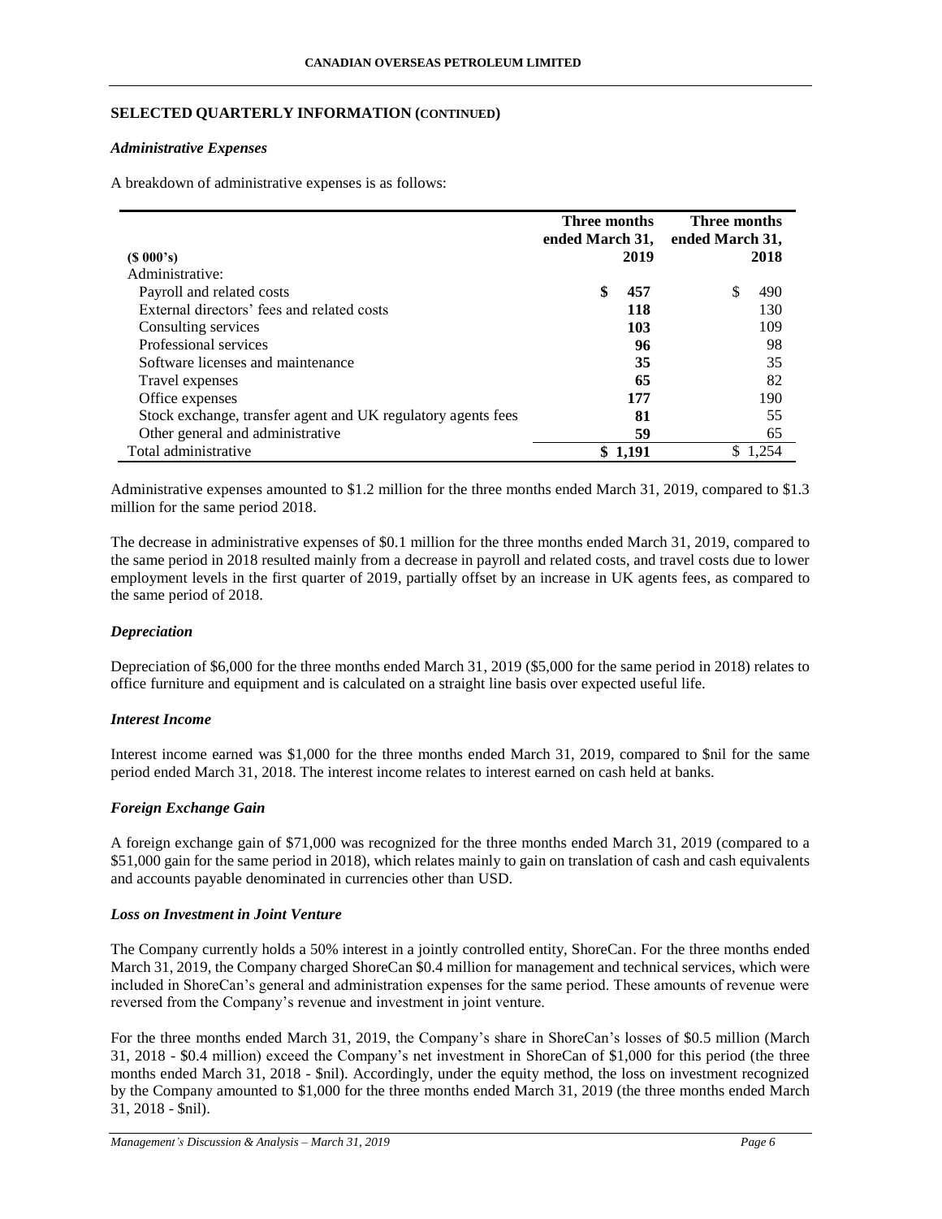## SELECTED QUARTERLY INFORMATION (CONTINUED)

### *Administrative Expenses*

A breakdown of administrative expenses is as follows:

| ($ 000's) | Three months ended March 31, 2019 | Three months ended March 31, 2018 |
|---|---|---|
| Administrative: | | |
| Payroll and related costs | **$ 457** | $ 490 |
| External directors' fees and related costs | **118** | 130 |
| Consulting services | **103** | 109 |
| Professional services | **96** | 98 |
| Software licenses and maintenance | **35** | 35 |
| Travel expenses | **65** | 82 |
| Office expenses | **177** | 190 |
| Stock exchange, transfer agent and UK regulatory agents fees | **81** | 55 |
| Other general and administrative | **59** | 65 |
| Total administrative | **$ 1,191** | $ 1,254 |

Administrative expenses amounted to $1.2 million for the three months ended March 31, 2019, compared to $1.3 million for the same period 2018.

The decrease in administrative expenses of $0.1 million for the three months ended March 31, 2019, compared to the same period in 2018 resulted mainly from a decrease in payroll and related costs, and travel costs due to lower employment levels in the first quarter of 2019, partially offset by an increase in UK agents fees, as compared to the same period of 2018.

### *Depreciation*

Depreciation of $6,000 for the three months ended March 31, 2019 ($5,000 for the same period in 2018) relates to office furniture and equipment and is calculated on a straight line basis over expected useful life.

### *Interest Income*

Interest income earned was $1,000 for the three months ended March 31, 2019, compared to $nil for the same period ended March 31, 2018. The interest income relates to interest earned on cash held at banks.

### *Foreign Exchange Gain*

A foreign exchange gain of $71,000 was recognized for the three months ended March 31, 2019 (compared to a $51,000 gain for the same period in 2018), which relates mainly to gain on translation of cash and cash equivalents and accounts payable denominated in currencies other than USD.

### *Loss on Investment in Joint Venture*

The Company currently holds a 50% interest in a jointly controlled entity, ShoreCan. For the three months ended March 31, 2019, the Company charged ShoreCan $0.4 million for management and technical services, which were included in ShoreCan's general and administration expenses for the same period. These amounts of revenue were reversed from the Company's revenue and investment in joint venture.

For the three months ended March 31, 2019, the Company's share in ShoreCan's losses of $0.5 million (March 31, 2018 - $0.4 million) exceed the Company's net investment in ShoreCan of $1,000 for this period (the three months ended March 31, 2018 - $nil). Accordingly, under the equity method, the loss on investment recognized by the Company amounted to $1,000 for the three months ended March 31, 2019 (the three months ended March 31, 2018 - $nil).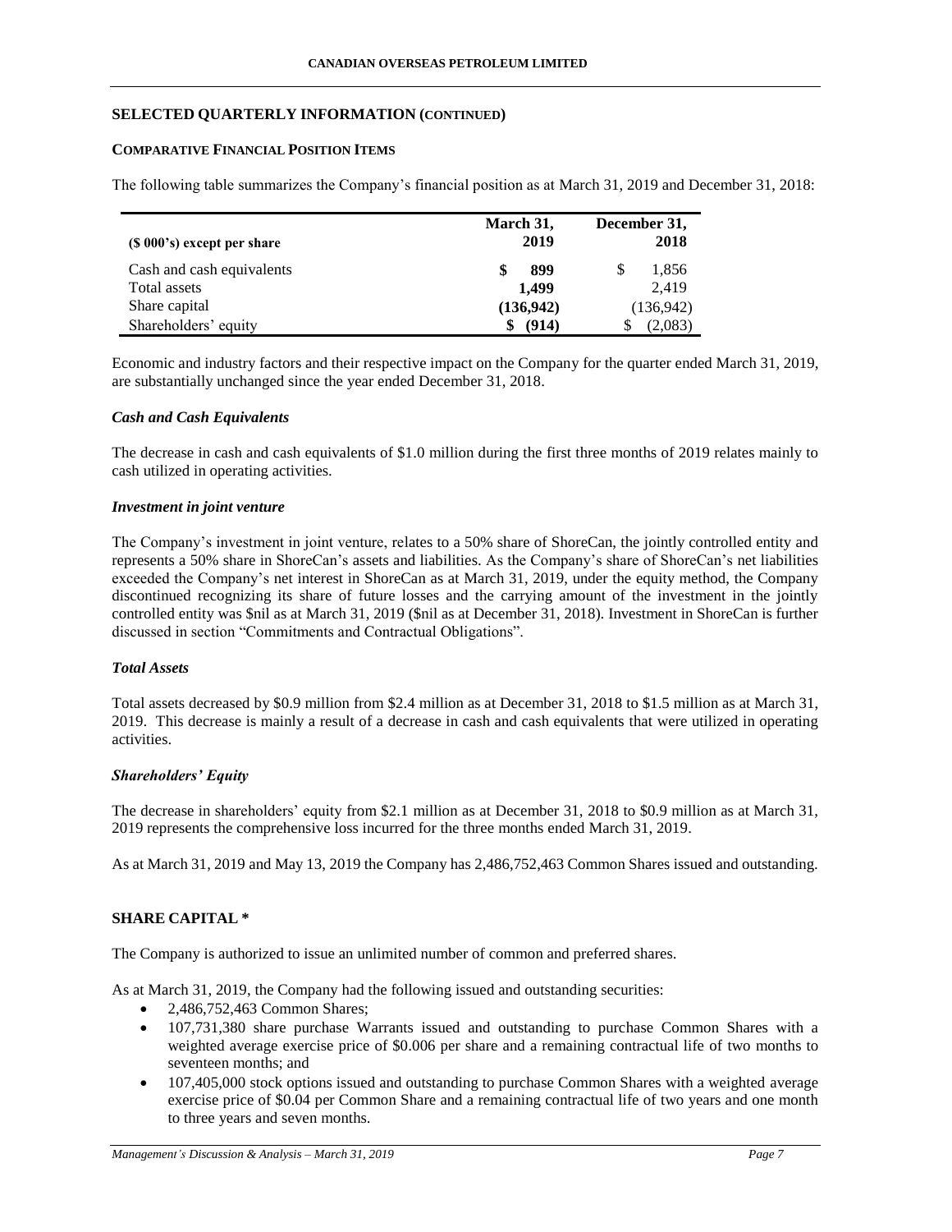## SELECTED QUARTERLY INFORMATION (CONTINUED)

### COMPARATIVE FINANCIAL POSITION ITEMS

The following table summarizes the Company's financial position as at March 31, 2019 and December 31, 2018:

| ($ 000's) except per share | March 31, 2019 | December 31, 2018 |
|---|---|---|
| Cash and cash equivalents | **$ 899** | $ 1,856 |
| Total assets | **1,499** | 2,419 |
| Share capital | **(136,942)** | (136,942) |
| Shareholders' equity | **$ (914)** | $ (2,083) |

Economic and industry factors and their respective impact on the Company for the quarter ended March 31, 2019, are substantially unchanged since the year ended December 31, 2018.

#### *Cash and Cash Equivalents*

The decrease in cash and cash equivalents of $1.0 million during the first three months of 2019 relates mainly to cash utilized in operating activities.

#### *Investment in joint venture*

The Company's investment in joint venture, relates to a 50% share of ShoreCan, the jointly controlled entity and represents a 50% share in ShoreCan's assets and liabilities. As the Company's share of ShoreCan's net liabilities exceeded the Company's net interest in ShoreCan as at March 31, 2019, under the equity method, the Company discontinued recognizing its share of future losses and the carrying amount of the investment in the jointly controlled entity was $nil as at March 31, 2019 ($nil as at December 31, 2018). Investment in ShoreCan is further discussed in section "Commitments and Contractual Obligations".

#### *Total Assets*

Total assets decreased by $0.9 million from $2.4 million as at December 31, 2018 to $1.5 million as at March 31, 2019. This decrease is mainly a result of a decrease in cash and cash equivalents that were utilized in operating activities.

#### *Shareholders' Equity*

The decrease in shareholders' equity from $2.1 million as at December 31, 2018 to $0.9 million as at March 31, 2019 represents the comprehensive loss incurred for the three months ended March 31, 2019.

As at March 31, 2019 and May 13, 2019 the Company has 2,486,752,463 Common Shares issued and outstanding.

## SHARE CAPITAL *

The Company is authorized to issue an unlimited number of common and preferred shares.

As at March 31, 2019, the Company had the following issued and outstanding securities:

- 2,486,752,463 Common Shares;
- 107,731,380 share purchase Warrants issued and outstanding to purchase Common Shares with a weighted average exercise price of $0.006 per share and a remaining contractual life of two months to seventeen months; and
- 107,405,000 stock options issued and outstanding to purchase Common Shares with a weighted average exercise price of $0.04 per Common Share and a remaining contractual life of two years and one month to three years and seven months.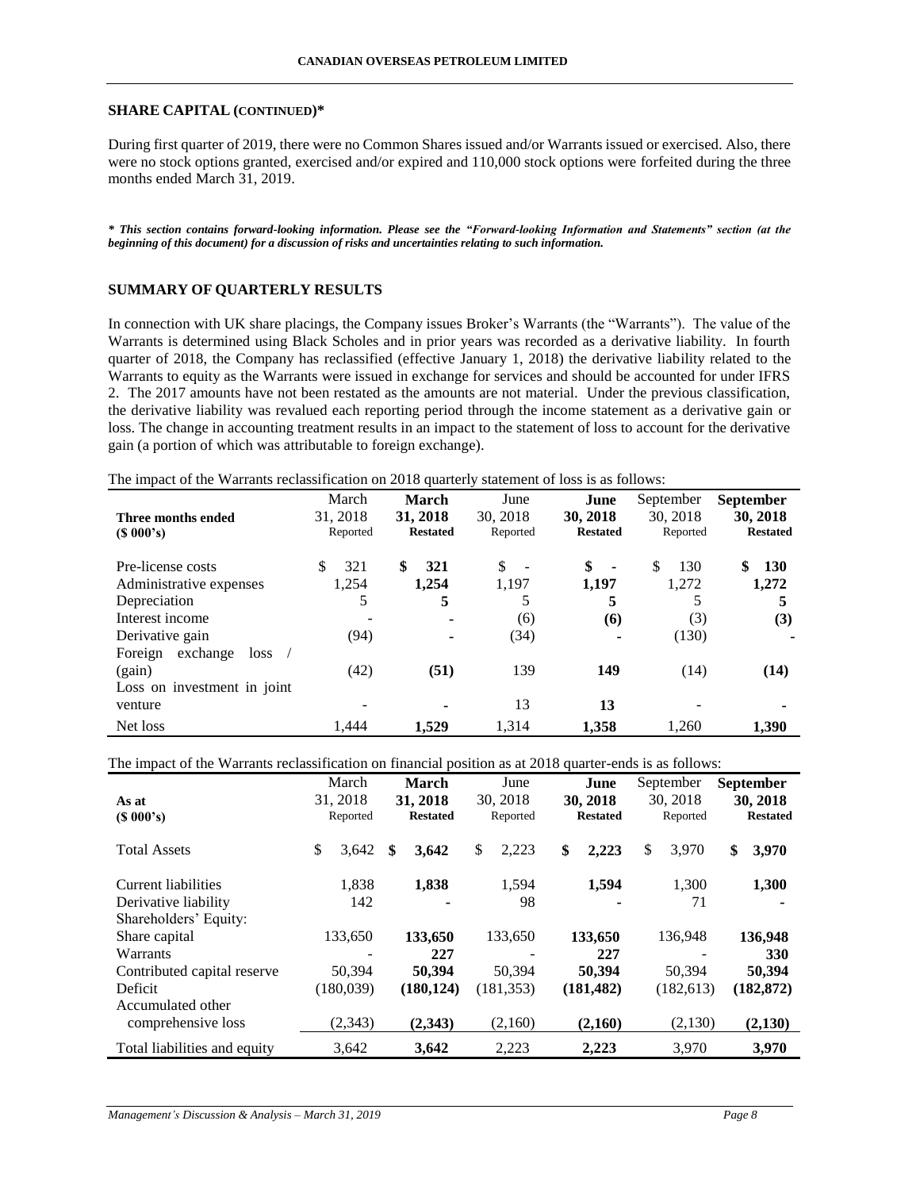## SHARE CAPITAL (CONTINUED)*

During first quarter of 2019, there were no Common Shares issued and/or Warrants issued or exercised. Also, there were no stock options granted, exercised and/or expired and 110,000 stock options were forfeited during the three months ended March 31, 2019.

***\* This section contains forward-looking information. Please see the "Forward-looking Information and Statements" section (at the beginning of this document) for a discussion of risks and uncertainties relating to such information.***

## SUMMARY OF QUARTERLY RESULTS

In connection with UK share placings, the Company issues Broker's Warrants (the "Warrants"). The value of the Warrants is determined using Black Scholes and in prior years was recorded as a derivative liability. In fourth quarter of 2018, the Company has reclassified (effective January 1, 2018) the derivative liability related to the Warrants to equity as the Warrants were issued in exchange for services and should be accounted for under IFRS 2. The 2017 amounts have not been restated as the amounts are not material. Under the previous classification, the derivative liability was revalued each reporting period through the income statement as a derivative gain or loss. The change in accounting treatment results in an impact to the statement of loss to account for the derivative gain (a portion of which was attributable to foreign exchange).

The impact of the Warrants reclassification on 2018 quarterly statement of loss is as follows:

| Three months ended ($ 000's) | March 31, 2018 Reported | **March 31, 2018 Restated** | June 30, 2018 Reported | **June 30, 2018 Restated** | September 30, 2018 Reported | **September 30, 2018 Restated** |
|---|---|---|---|---|---|---|
| Pre-license costs | $ 321 | **$ 321** | $ - | **$ -** | $ 130 | **$ 130** |
| Administrative expenses | 1,254 | **1,254** | 1,197 | **1,197** | 1,272 | **1,272** |
| Depreciation | 5 | **5** | 5 | **5** | 5 | **5** |
| Interest income | - | **-** | (6) | **(6)** | (3) | **(3)** |
| Derivative gain | (94) | **-** | (34) | **-** | (130) | **-** |
| Foreign exchange loss / (gain) | (42) | **(51)** | 139 | **149** | (14) | **(14)** |
| Loss on investment in joint venture | - | **-** | 13 | **13** | - | **-** |
| Net loss | 1,444 | **1,529** | 1,314 | **1,358** | 1,260 | **1,390** |

The impact of the Warrants reclassification on financial position as at 2018 quarter-ends is as follows:

| As at ($ 000's) | March 31, 2018 Reported | **March 31, 2018 Restated** | June 30, 2018 Reported | **June 30, 2018 Restated** | September 30, 2018 Reported | **September 30, 2018 Restated** |
|---|---|---|---|---|---|---|
| Total Assets | $ 3,642 | **$ 3,642** | $ 2,223 | **$ 2,223** | $ 3,970 | **$ 3,970** |
| Current liabilities | 1,838 | **1,838** | 1,594 | **1,594** | 1,300 | **1,300** |
| Derivative liability | 142 | **-** | 98 | **-** | 71 | **-** |
| Shareholders' Equity: | | | | | | |
| Share capital | 133,650 | **133,650** | 133,650 | **133,650** | 136,948 | **136,948** |
| Warrants | - | **227** | - | **227** | - | **330** |
| Contributed capital reserve | 50,394 | **50,394** | 50,394 | **50,394** | 50,394 | **50,394** |
| Deficit | (180,039) | **(180,124)** | (181,353) | **(181,482)** | (182,613) | **(182,872)** |
| Accumulated other comprehensive loss | (2,343) | **(2,343)** | (2,160) | **(2,160)** | (2,130) | **(2,130)** |
| Total liabilities and equity | 3,642 | **3,642** | 2,223 | **2,223** | 3,970 | **3,970** |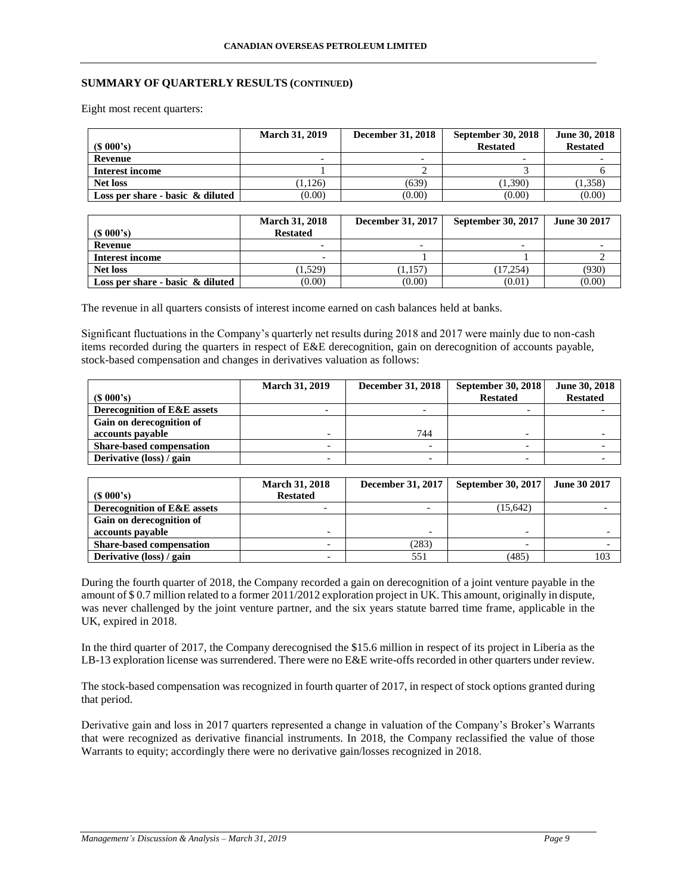### SUMMARY OF QUARTERLY RESULTS (CONTINUED)

Eight most recent quarters:

| ($ 000's) | March 31, 2019 | December 31, 2018 | September 30, 2018 Restated | June 30, 2018 Restated |
|---|---|---|---|---|
| **Revenue** | - | - | - | - |
| **Interest income** | 1 | 2 | 3 | 6 |
| **Net loss** | (1,126) | (639) | (1,390) | (1,358) |
| **Loss per share - basic & diluted** | (0.00) | (0.00) | (0.00) | (0.00) |

| ($ 000's) | March 31, 2018 Restated | December 31, 2017 | September 30, 2017 | June 30 2017 |
|---|---|---|---|---|
| **Revenue** | - | - | - | - |
| **Interest income** | - | 1 | 1 | 2 |
| **Net loss** | (1,529) | (1,157) | (17,254) | (930) |
| **Loss per share - basic & diluted** | (0.00) | (0.00) | (0.01) | (0.00) |

The revenue in all quarters consists of interest income earned on cash balances held at banks.

Significant fluctuations in the Company's quarterly net results during 2018 and 2017 were mainly due to non-cash items recorded during the quarters in respect of E&E derecognition, gain on derecognition of accounts payable, stock-based compensation and changes in derivatives valuation as follows:

| ($ 000's) | March 31, 2019 | December 31, 2018 | September 30, 2018 Restated | June 30, 2018 Restated |
|---|---|---|---|---|
| **Derecognition of E&E assets** | - | - | - | - |
| **Gain on derecognition of accounts payable** | - | 744 | - | - |
| **Share-based compensation** | - | - | - | - |
| **Derivative (loss) / gain** | - | - | - | - |

| ($ 000's) | March 31, 2018 Restated | December 31, 2017 | September 30, 2017 | June 30 2017 |
|---|---|---|---|---|
| **Derecognition of E&E assets** | - | - | (15,642) | - |
| **Gain on derecognition of accounts payable** | - | - | - | - |
| **Share-based compensation** | - | (283) | - | - |
| **Derivative (loss) / gain** | - | 551 | (485) | 103 |

During the fourth quarter of 2018, the Company recorded a gain on derecognition of a joint venture payable in the amount of $ 0.7 million related to a former 2011/2012 exploration project in UK. This amount, originally in dispute, was never challenged by the joint venture partner, and the six years statute barred time frame, applicable in the UK, expired in 2018.

In the third quarter of 2017, the Company derecognised the $15.6 million in respect of its project in Liberia as the LB-13 exploration license was surrendered. There were no E&E write-offs recorded in other quarters under review.

The stock-based compensation was recognized in fourth quarter of 2017, in respect of stock options granted during that period.

Derivative gain and loss in 2017 quarters represented a change in valuation of the Company's Broker's Warrants that were recognized as derivative financial instruments. In 2018, the Company reclassified the value of those Warrants to equity; accordingly there were no derivative gain/losses recognized in 2018.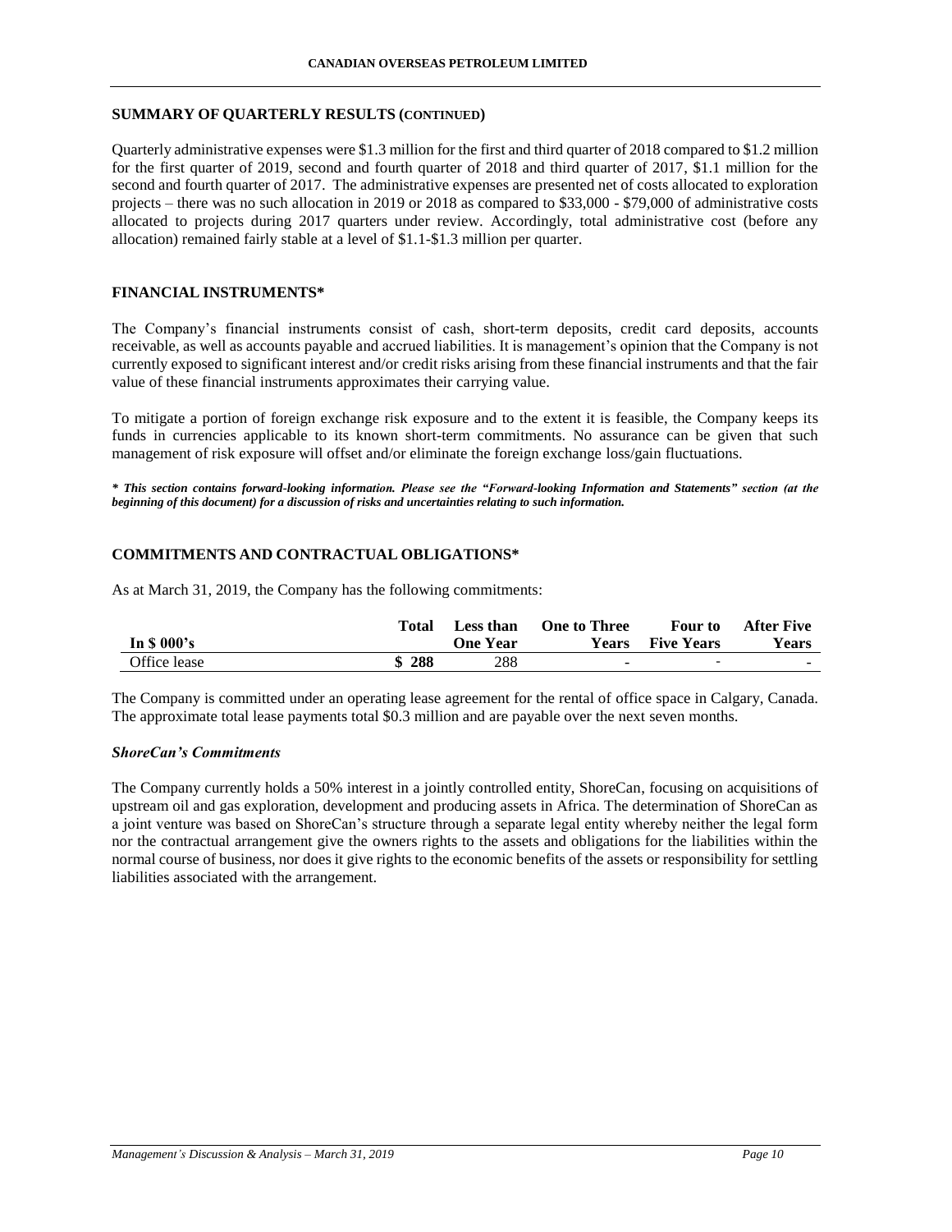## SUMMARY OF QUARTERLY RESULTS (CONTINUED)

Quarterly administrative expenses were \$1.3 million for the first and third quarter of 2018 compared to \$1.2 million for the first quarter of 2019, second and fourth quarter of 2018 and third quarter of 2017, \$1.1 million for the second and fourth quarter of 2017. The administrative expenses are presented net of costs allocated to exploration projects – there was no such allocation in 2019 or 2018 as compared to \$33,000 - \$79,000 of administrative costs allocated to projects during 2017 quarters under review. Accordingly, total administrative cost (before any allocation) remained fairly stable at a level of \$1.1-\$1.3 million per quarter.

## FINANCIAL INSTRUMENTS*

The Company's financial instruments consist of cash, short-term deposits, credit card deposits, accounts receivable, as well as accounts payable and accrued liabilities. It is management's opinion that the Company is not currently exposed to significant interest and/or credit risks arising from these financial instruments and that the fair value of these financial instruments approximates their carrying value.

To mitigate a portion of foreign exchange risk exposure and to the extent it is feasible, the Company keeps its funds in currencies applicable to its known short-term commitments. No assurance can be given that such management of risk exposure will offset and/or eliminate the foreign exchange loss/gain fluctuations.

***\* This section contains forward-looking information. Please see the "Forward-looking Information and Statements" section (at the beginning of this document) for a discussion of risks and uncertainties relating to such information.***

## COMMITMENTS AND CONTRACTUAL OBLIGATIONS*

As at March 31, 2019, the Company has the following commitments:

| In \$ 000's | Total | Less than One Year | One to Three Years | Four to Five Years | After Five Years |
|---|---|---|---|---|---|
| Office lease | **\$ 288** | 288 | - | - | - |

The Company is committed under an operating lease agreement for the rental of office space in Calgary, Canada. The approximate total lease payments total \$0.3 million and are payable over the next seven months.

### *ShoreCan's Commitments*

The Company currently holds a 50% interest in a jointly controlled entity, ShoreCan, focusing on acquisitions of upstream oil and gas exploration, development and producing assets in Africa. The determination of ShoreCan as a joint venture was based on ShoreCan's structure through a separate legal entity whereby neither the legal form nor the contractual arrangement give the owners rights to the assets and obligations for the liabilities within the normal course of business, nor does it give rights to the economic benefits of the assets or responsibility for settling liabilities associated with the arrangement.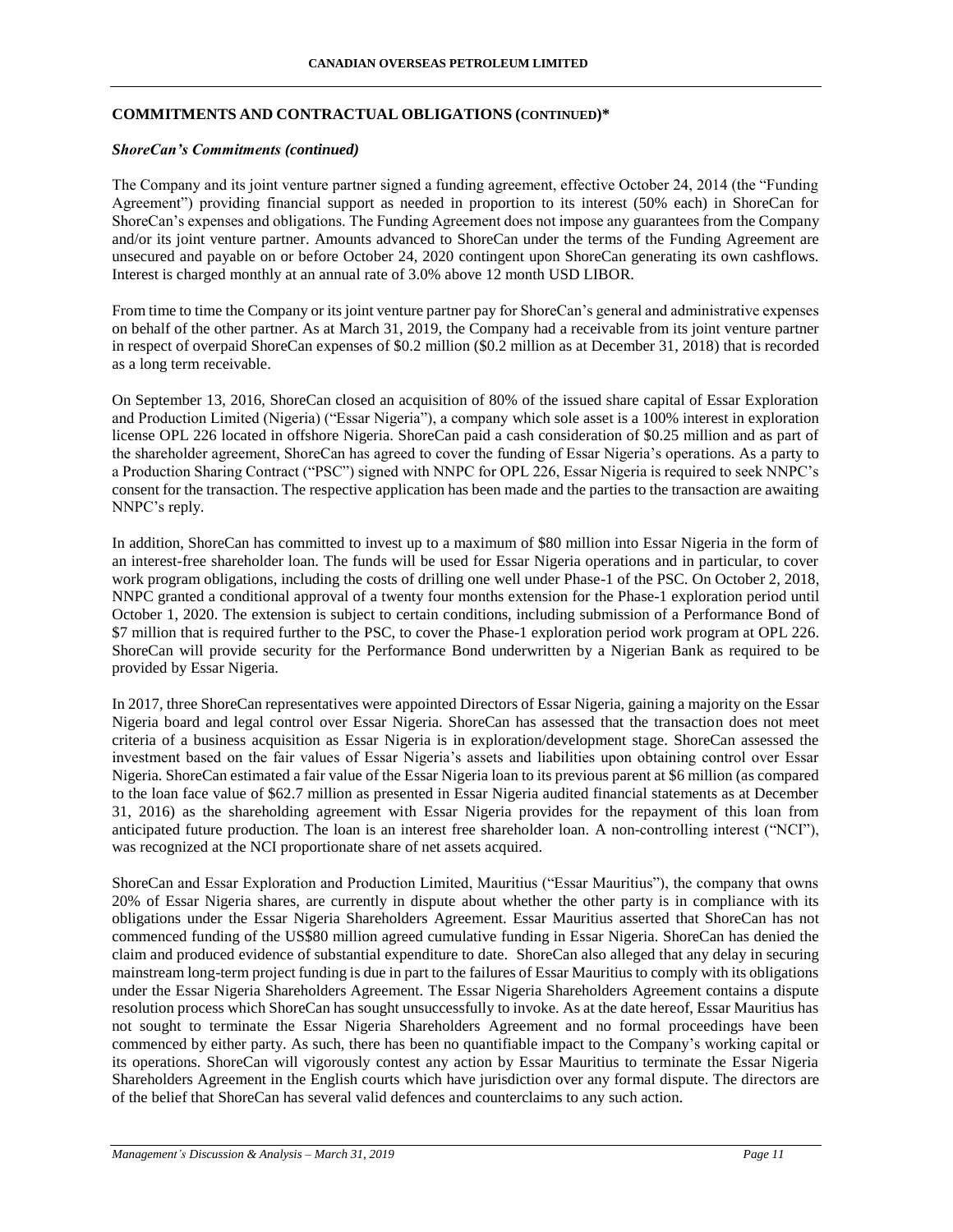## COMMITMENTS AND CONTRACTUAL OBLIGATIONS (CONTINUED)*

### *ShoreCan's Commitments (continued)*

The Company and its joint venture partner signed a funding agreement, effective October 24, 2014 (the "Funding Agreement") providing financial support as needed in proportion to its interest (50% each) in ShoreCan for ShoreCan's expenses and obligations. The Funding Agreement does not impose any guarantees from the Company and/or its joint venture partner. Amounts advanced to ShoreCan under the terms of the Funding Agreement are unsecured and payable on or before October 24, 2020 contingent upon ShoreCan generating its own cashflows. Interest is charged monthly at an annual rate of 3.0% above 12 month USD LIBOR.

From time to time the Company or its joint venture partner pay for ShoreCan's general and administrative expenses on behalf of the other partner. As at March 31, 2019, the Company had a receivable from its joint venture partner in respect of overpaid ShoreCan expenses of $0.2 million ($0.2 million as at December 31, 2018) that is recorded as a long term receivable.

On September 13, 2016, ShoreCan closed an acquisition of 80% of the issued share capital of Essar Exploration and Production Limited (Nigeria) ("Essar Nigeria"), a company which sole asset is a 100% interest in exploration license OPL 226 located in offshore Nigeria. ShoreCan paid a cash consideration of $0.25 million and as part of the shareholder agreement, ShoreCan has agreed to cover the funding of Essar Nigeria's operations. As a party to a Production Sharing Contract ("PSC") signed with NNPC for OPL 226, Essar Nigeria is required to seek NNPC's consent for the transaction. The respective application has been made and the parties to the transaction are awaiting NNPC's reply.

In addition, ShoreCan has committed to invest up to a maximum of $80 million into Essar Nigeria in the form of an interest-free shareholder loan. The funds will be used for Essar Nigeria operations and in particular, to cover work program obligations, including the costs of drilling one well under Phase-1 of the PSC. On October 2, 2018, NNPC granted a conditional approval of a twenty four months extension for the Phase-1 exploration period until October 1, 2020. The extension is subject to certain conditions, including submission of a Performance Bond of $7 million that is required further to the PSC, to cover the Phase-1 exploration period work program at OPL 226. ShoreCan will provide security for the Performance Bond underwritten by a Nigerian Bank as required to be provided by Essar Nigeria.

In 2017, three ShoreCan representatives were appointed Directors of Essar Nigeria, gaining a majority on the Essar Nigeria board and legal control over Essar Nigeria. ShoreCan has assessed that the transaction does not meet criteria of a business acquisition as Essar Nigeria is in exploration/development stage. ShoreCan assessed the investment based on the fair values of Essar Nigeria's assets and liabilities upon obtaining control over Essar Nigeria. ShoreCan estimated a fair value of the Essar Nigeria loan to its previous parent at $6 million (as compared to the loan face value of $62.7 million as presented in Essar Nigeria audited financial statements as at December 31, 2016) as the shareholding agreement with Essar Nigeria provides for the repayment of this loan from anticipated future production. The loan is an interest free shareholder loan. A non-controlling interest ("NCI"), was recognized at the NCI proportionate share of net assets acquired.

ShoreCan and Essar Exploration and Production Limited, Mauritius ("Essar Mauritius"), the company that owns 20% of Essar Nigeria shares, are currently in dispute about whether the other party is in compliance with its obligations under the Essar Nigeria Shareholders Agreement. Essar Mauritius asserted that ShoreCan has not commenced funding of the US$80 million agreed cumulative funding in Essar Nigeria. ShoreCan has denied the claim and produced evidence of substantial expenditure to date. ShoreCan also alleged that any delay in securing mainstream long-term project funding is due in part to the failures of Essar Mauritius to comply with its obligations under the Essar Nigeria Shareholders Agreement. The Essar Nigeria Shareholders Agreement contains a dispute resolution process which ShoreCan has sought unsuccessfully to invoke. As at the date hereof, Essar Mauritius has not sought to terminate the Essar Nigeria Shareholders Agreement and no formal proceedings have been commenced by either party. As such, there has been no quantifiable impact to the Company's working capital or its operations. ShoreCan will vigorously contest any action by Essar Mauritius to terminate the Essar Nigeria Shareholders Agreement in the English courts which have jurisdiction over any formal dispute. The directors are of the belief that ShoreCan has several valid defences and counterclaims to any such action.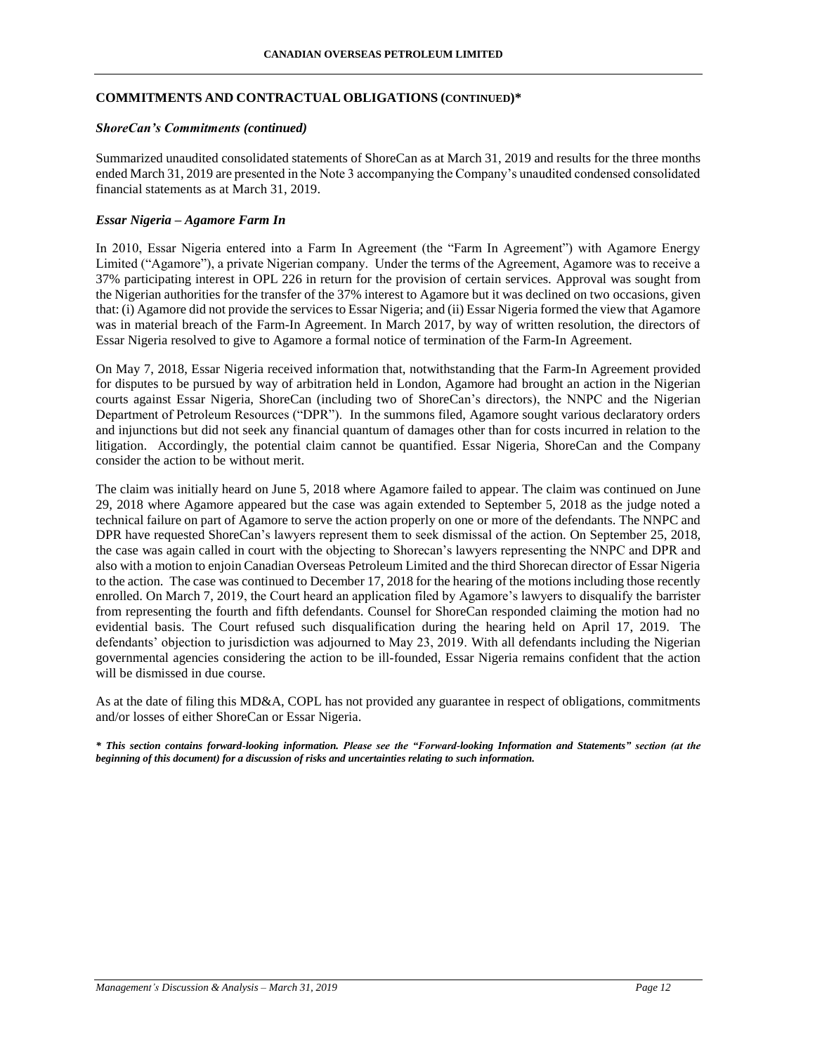## COMMITMENTS AND CONTRACTUAL OBLIGATIONS (CONTINUED)*

### *ShoreCan's Commitments (continued)*

Summarized unaudited consolidated statements of ShoreCan as at March 31, 2019 and results for the three months ended March 31, 2019 are presented in the Note 3 accompanying the Company's unaudited condensed consolidated financial statements as at March 31, 2019.

### *Essar Nigeria – Agamore Farm In*

In 2010, Essar Nigeria entered into a Farm In Agreement (the "Farm In Agreement") with Agamore Energy Limited ("Agamore"), a private Nigerian company. Under the terms of the Agreement, Agamore was to receive a 37% participating interest in OPL 226 in return for the provision of certain services. Approval was sought from the Nigerian authorities for the transfer of the 37% interest to Agamore but it was declined on two occasions, given that: (i) Agamore did not provide the services to Essar Nigeria; and (ii) Essar Nigeria formed the view that Agamore was in material breach of the Farm-In Agreement. In March 2017, by way of written resolution, the directors of Essar Nigeria resolved to give to Agamore a formal notice of termination of the Farm-In Agreement.

On May 7, 2018, Essar Nigeria received information that, notwithstanding that the Farm-In Agreement provided for disputes to be pursued by way of arbitration held in London, Agamore had brought an action in the Nigerian courts against Essar Nigeria, ShoreCan (including two of ShoreCan's directors), the NNPC and the Nigerian Department of Petroleum Resources ("DPR"). In the summons filed, Agamore sought various declaratory orders and injunctions but did not seek any financial quantum of damages other than for costs incurred in relation to the litigation. Accordingly, the potential claim cannot be quantified. Essar Nigeria, ShoreCan and the Company consider the action to be without merit.

The claim was initially heard on June 5, 2018 where Agamore failed to appear. The claim was continued on June 29, 2018 where Agamore appeared but the case was again extended to September 5, 2018 as the judge noted a technical failure on part of Agamore to serve the action properly on one or more of the defendants. The NNPC and DPR have requested ShoreCan's lawyers represent them to seek dismissal of the action. On September 25, 2018, the case was again called in court with the objecting to Shorecan's lawyers representing the NNPC and DPR and also with a motion to enjoin Canadian Overseas Petroleum Limited and the third Shorecan director of Essar Nigeria to the action. The case was continued to December 17, 2018 for the hearing of the motions including those recently enrolled. On March 7, 2019, the Court heard an application filed by Agamore's lawyers to disqualify the barrister from representing the fourth and fifth defendants. Counsel for ShoreCan responded claiming the motion had no evidential basis. The Court refused such disqualification during the hearing held on April 17, 2019. The defendants' objection to jurisdiction was adjourned to May 23, 2019. With all defendants including the Nigerian governmental agencies considering the action to be ill-founded, Essar Nigeria remains confident that the action will be dismissed in due course.

As at the date of filing this MD&A, COPL has not provided any guarantee in respect of obligations, commitments and/or losses of either ShoreCan or Essar Nigeria.

***\* This section contains forward-looking information. Please see the "Forward-looking Information and Statements" section (at the beginning of this document) for a discussion of risks and uncertainties relating to such information.***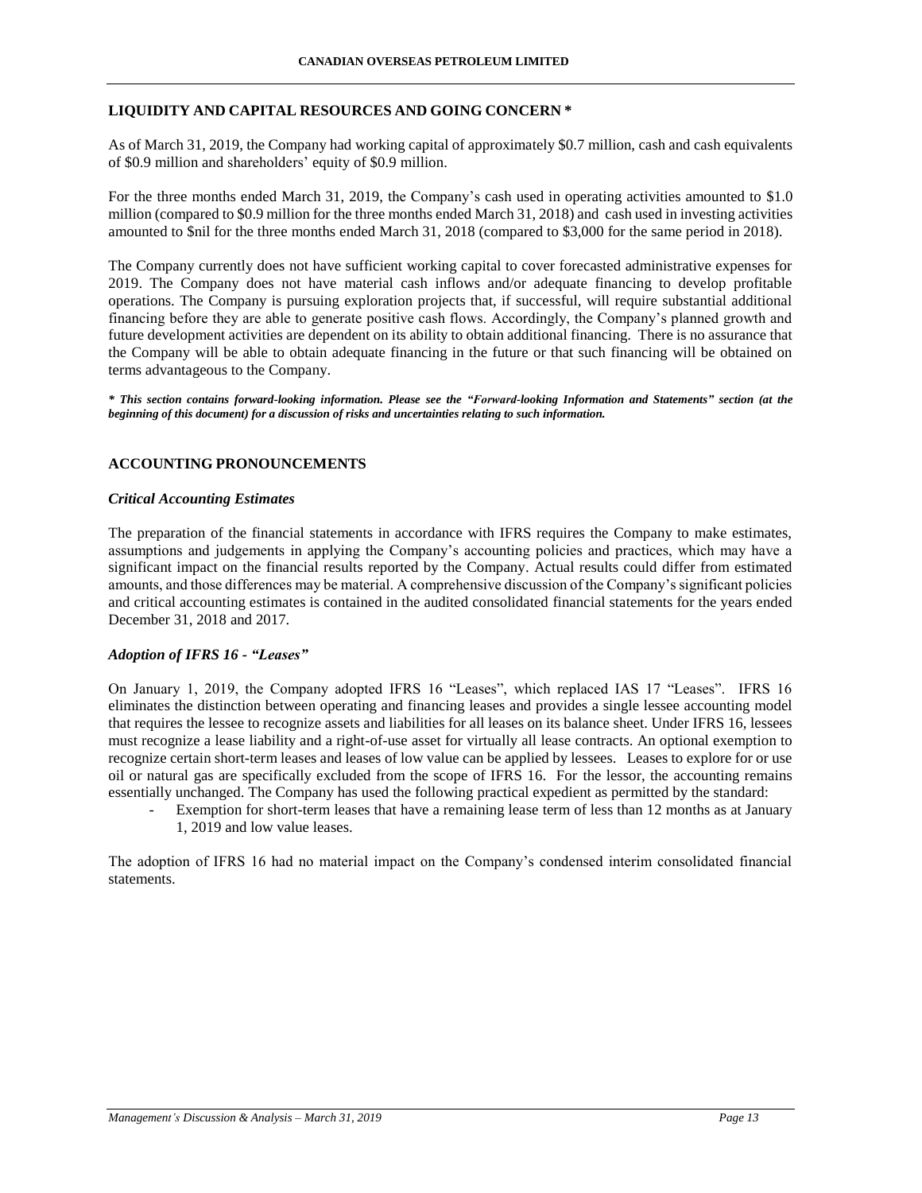## LIQUIDITY AND CAPITAL RESOURCES AND GOING CONCERN *

As of March 31, 2019, the Company had working capital of approximately \$0.7 million, cash and cash equivalents of \$0.9 million and shareholders' equity of \$0.9 million.

For the three months ended March 31, 2019, the Company's cash used in operating activities amounted to \$1.0 million (compared to \$0.9 million for the three months ended March 31, 2018) and cash used in investing activities amounted to \$nil for the three months ended March 31, 2018 (compared to \$3,000 for the same period in 2018).

The Company currently does not have sufficient working capital to cover forecasted administrative expenses for 2019. The Company does not have material cash inflows and/or adequate financing to develop profitable operations. The Company is pursuing exploration projects that, if successful, will require substantial additional financing before they are able to generate positive cash flows. Accordingly, the Company's planned growth and future development activities are dependent on its ability to obtain additional financing. There is no assurance that the Company will be able to obtain adequate financing in the future or that such financing will be obtained on terms advantageous to the Company.

***\* This section contains forward-looking information. Please see the "Forward-looking Information and Statements" section (at the beginning of this document) for a discussion of risks and uncertainties relating to such information.***

## ACCOUNTING PRONOUNCEMENTS

### *Critical Accounting Estimates*

The preparation of the financial statements in accordance with IFRS requires the Company to make estimates, assumptions and judgements in applying the Company's accounting policies and practices, which may have a significant impact on the financial results reported by the Company. Actual results could differ from estimated amounts, and those differences may be material. A comprehensive discussion of the Company's significant policies and critical accounting estimates is contained in the audited consolidated financial statements for the years ended December 31, 2018 and 2017.

### *Adoption of IFRS 16 - "Leases"*

On January 1, 2019, the Company adopted IFRS 16 "Leases", which replaced IAS 17 "Leases". IFRS 16 eliminates the distinction between operating and financing leases and provides a single lessee accounting model that requires the lessee to recognize assets and liabilities for all leases on its balance sheet. Under IFRS 16, lessees must recognize a lease liability and a right-of-use asset for virtually all lease contracts. An optional exemption to recognize certain short-term leases and leases of low value can be applied by lessees. Leases to explore for or use oil or natural gas are specifically excluded from the scope of IFRS 16. For the lessor, the accounting remains essentially unchanged. The Company has used the following practical expedient as permitted by the standard:

- Exemption for short-term leases that have a remaining lease term of less than 12 months as at January 1, 2019 and low value leases.

The adoption of IFRS 16 had no material impact on the Company's condensed interim consolidated financial statements.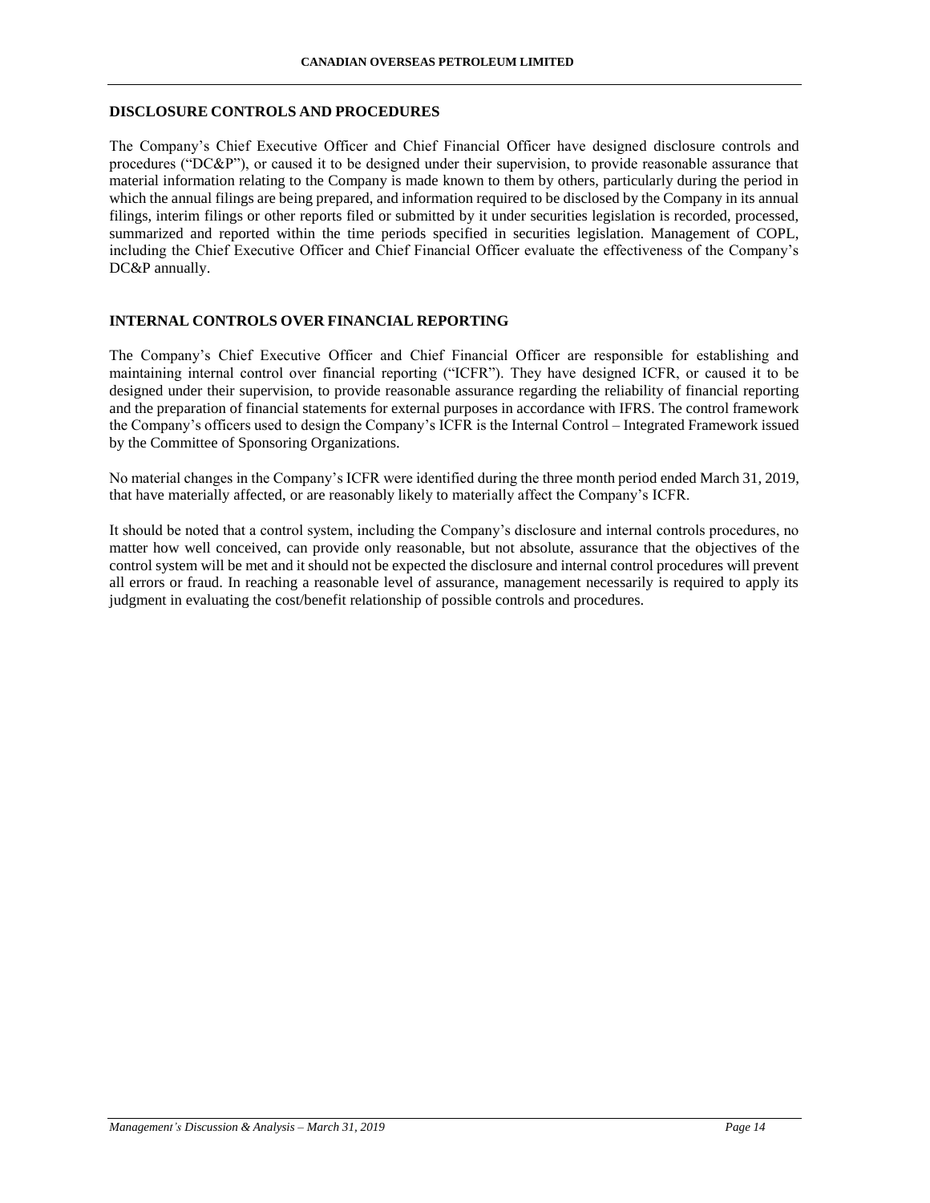## DISCLOSURE CONTROLS AND PROCEDURES

The Company's Chief Executive Officer and Chief Financial Officer have designed disclosure controls and procedures ("DC&P"), or caused it to be designed under their supervision, to provide reasonable assurance that material information relating to the Company is made known to them by others, particularly during the period in which the annual filings are being prepared, and information required to be disclosed by the Company in its annual filings, interim filings or other reports filed or submitted by it under securities legislation is recorded, processed, summarized and reported within the time periods specified in securities legislation. Management of COPL, including the Chief Executive Officer and Chief Financial Officer evaluate the effectiveness of the Company's DC&P annually.

## INTERNAL CONTROLS OVER FINANCIAL REPORTING

The Company's Chief Executive Officer and Chief Financial Officer are responsible for establishing and maintaining internal control over financial reporting ("ICFR"). They have designed ICFR, or caused it to be designed under their supervision, to provide reasonable assurance regarding the reliability of financial reporting and the preparation of financial statements for external purposes in accordance with IFRS. The control framework the Company's officers used to design the Company's ICFR is the Internal Control – Integrated Framework issued by the Committee of Sponsoring Organizations.

No material changes in the Company's ICFR were identified during the three month period ended March 31, 2019, that have materially affected, or are reasonably likely to materially affect the Company's ICFR.

It should be noted that a control system, including the Company's disclosure and internal controls procedures, no matter how well conceived, can provide only reasonable, but not absolute, assurance that the objectives of the control system will be met and it should not be expected the disclosure and internal control procedures will prevent all errors or fraud. In reaching a reasonable level of assurance, management necessarily is required to apply its judgment in evaluating the cost/benefit relationship of possible controls and procedures.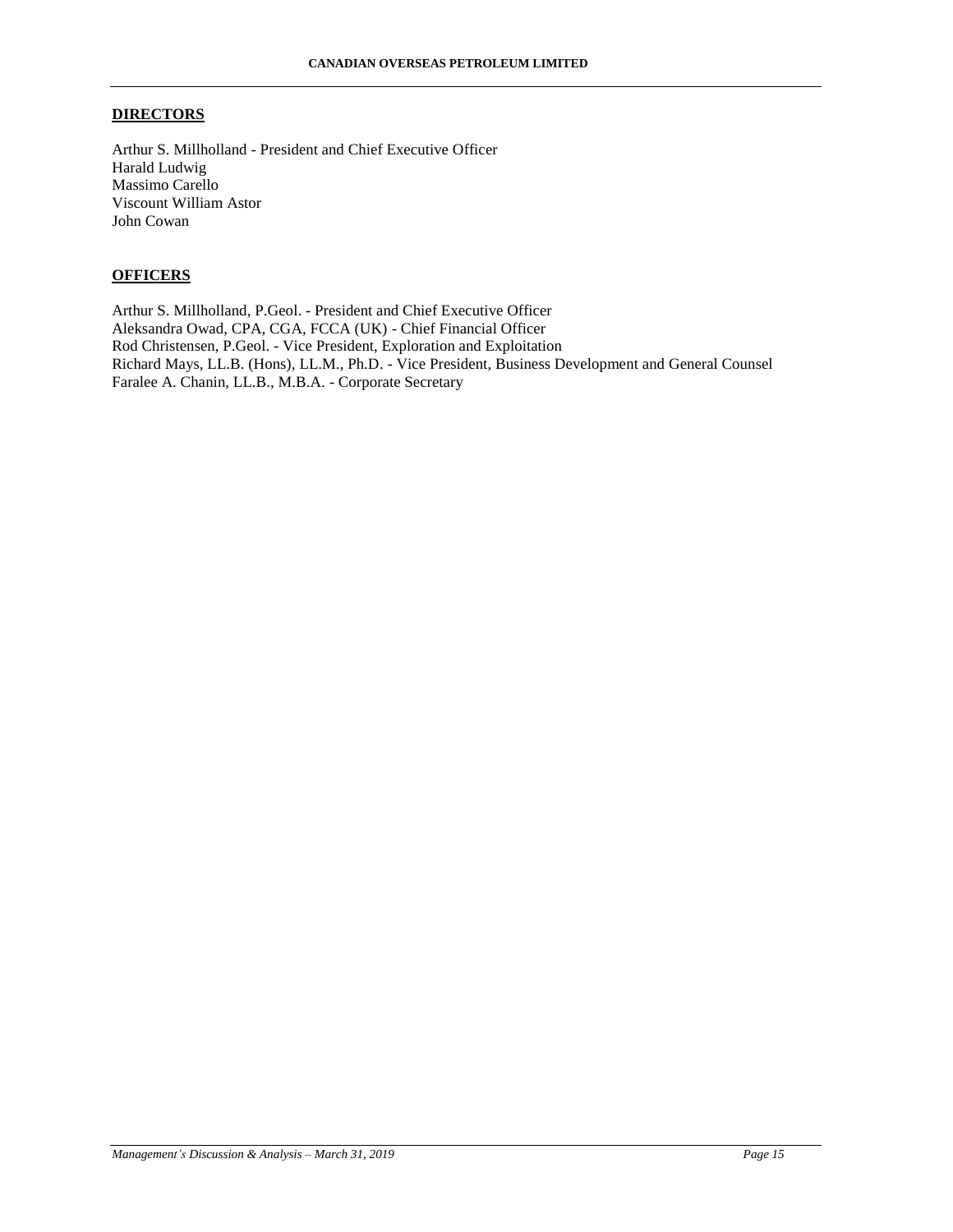## DIRECTORS

Arthur S. Millholland - President and Chief Executive Officer
Harald Ludwig
Massimo Carello
Viscount William Astor
John Cowan

## OFFICERS

Arthur S. Millholland, P.Geol. - President and Chief Executive Officer
Aleksandra Owad, CPA, CGA, FCCA (UK) - Chief Financial Officer
Rod Christensen, P.Geol. - Vice President, Exploration and Exploitation
Richard Mays, LL.B. (Hons), LL.M., Ph.D. - Vice President, Business Development and General Counsel
Faralee A. Chanin, LL.B., M.B.A. - Corporate Secretary